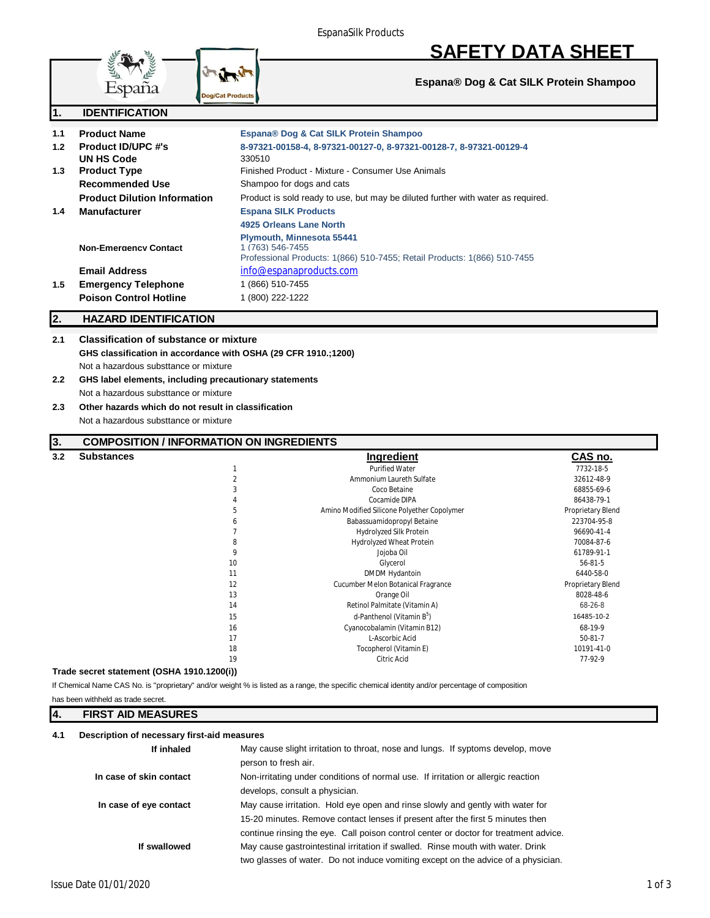EspanaSilk Products

# SAFETY DATA SHEET

**Espana® Dog & Cat SILK Protein Shampoo**

## 1. IDENTIFICATION

| | | |
|---|---|---|
| 1.1 | **Product Name** | **Espana® Dog & Cat SILK Protein Shampoo** |
| 1.2 | **Product ID/UPC #'s** | **8-97321-00158-4, 8-97321-00127-0, 8-97321-00128-7, 8-97321-00129-4** |
| | **UN HS Code** | 330510 |
| 1.3 | **Product Type** | Finished Product - Mixture - Consumer Use Animals |
| | **Recommended Use** | Shampoo for dogs and cats |
| | **Product Dilution Information** | Product is sold ready to use, but may be diluted further with water as required. |
| 1.4 | **Manufacturer** | **Espana SILK Products** |
| | | **4925 Orleans Lane North** |
| | | **Plymouth, Minnesota 55441** |
| | **Non-Emergency Contact** | 1 (763) 546-7455<br>Professional Products: 1(866) 510-7455; Retail Products: 1(866) 510-7455 |
| | **Email Address** | info@espanaproducts.com |
| 1.5 | **Emergency Telephone** | 1 (866) 510-7455 |
| | **Poison Control Hotline** | 1 (800) 222-1222 |

## 2. HAZARD IDENTIFICATION

**2.1 Classification of substance or mixture**

**GHS classification in accordance with OSHA (29 CFR 1910.;1200)**

Not a hazardous substtance or mixture

**2.2 GHS label elements, including precautionary statements**

Not a hazardous substtance or mixture

**2.3 Other hazards which do not result in classification**

Not a hazardous substtance or mixture

## 3. COMPOSITION / INFORMATION ON INGREDIENTS

**3.2 Substances**

| | Ingredient | CAS no. |
|---|---|---|
| 1 | Purified Water | 7732-18-5 |
| 2 | Ammonium Laureth Sulfate | 32612-48-9 |
| 3 | Coco Betaine | 68855-69-6 |
| 4 | Cocamide DIPA | 86438-79-1 |
| 5 | Amino Modified Silicone Polyether Copolymer | Proprietary Blend |
| 6 | Babassuamidopropyl Betaine | 223704-95-8 |
| 7 | Hydrolyzed Silk Protein | 96690-41-4 |
| 8 | Hydrolyzed Wheat Protein | 70084-87-6 |
| 9 | Jojoba Oil | 61789-91-1 |
| 10 | Glycerol | 56-81-5 |
| 11 | DMDM Hydantoin | 6440-58-0 |
| 12 | Cucumber Melon Botanical Fragrance | Proprietary Blend |
| 13 | Orange Oil | 8028-48-6 |
| 14 | Retinol Palmitate (Vitamin A) | 68-26-8 |
| 15 | d-Panthenol (Vitamin $B^5$) | 16485-10-2 |
| 16 | Cyanocobalamin (Vitamin B12) | 68-19-9 |
| 17 | L-Ascorbic Acid | 50-81-7 |
| 18 | Tocopherol (Vitamin E) | 10191-41-0 |
| 19 | Citric Acid | 77-92-9 |

**Trade secret statement (OSHA 1910.1200(i))**

If Chemical Name CAS No. is "proprietary" and/or weight % is listed as a range, the specific chemical identity and/or percentage of composition has been withheld as trade secret.

## 4. FIRST AID MEASURES

**4.1 Description of necessary first-aid measures**

| | |
|---|---|
| **If inhaled** | May cause slight irritation to throat, nose and lungs. If syptoms develop, move person to fresh air. |
| **In case of skin contact** | Non-irritating under conditions of normal use. If irritation or allergic reaction develops, consult a physician. |
| **In case of eye contact** | May cause irritation. Hold eye open and rinse slowly and gently with water for 15-20 minutes. Remove contact lenses if present after the first 5 minutes then continue rinsing the eye. Call poison control center or doctor for treatment advice. |
| **If swallowed** | May cause gastrointestinal irritation if swalled. Rinse mouth with water. Drink two glasses of water. Do not induce vomiting except on the advice of a physician. |

Issue Date 01/01/2020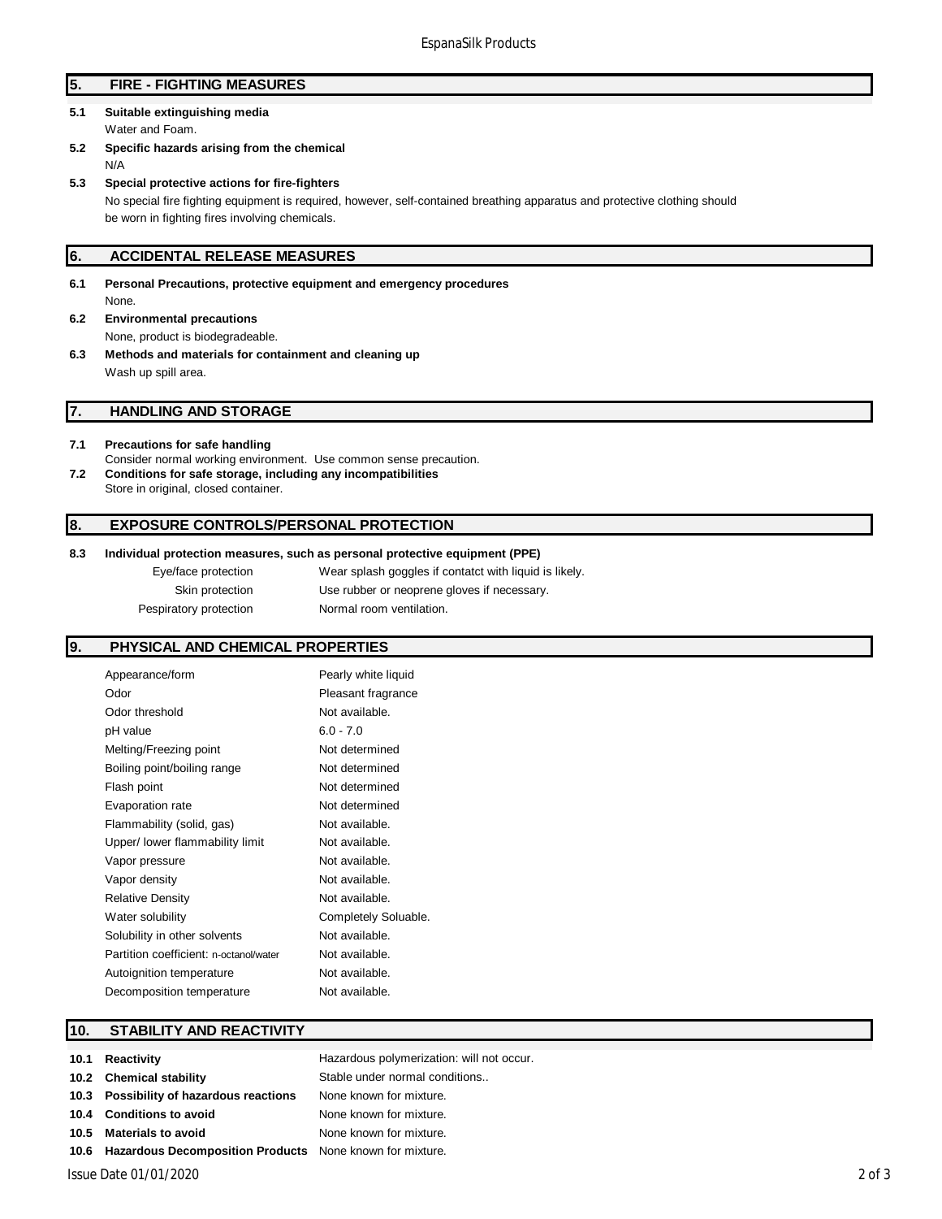## 5. FIRE - FIGHTING MEASURES

**5.1 Suitable extinguishing media**

Water and Foam.

**5.2 Specific hazards arising from the chemical**

N/A

**5.3 Special protective actions for fire-fighters**

No special fire fighting equipment is required, however, self-contained breathing apparatus and protective clothing should be worn in fighting fires involving chemicals.

## 6. ACCIDENTAL RELEASE MEASURES

**6.1 Personal Precautions, protective equipment and emergency procedures**

None.

**6.2 Environmental precautions**

None, product is biodegradeable.

**6.3 Methods and materials for containment and cleaning up**

Wash up spill area.

## 7. HANDLING AND STORAGE

**7.1 Precautions for safe handling**

Consider normal working environment. Use common sense precaution.

**7.2 Conditions for safe storage, including any incompatibilities**

Store in original, closed container.

## 8. EXPOSURE CONTROLS/PERSONAL PROTECTION

**8.3 Individual protection measures, such as personal protective equipment (PPE)**

| | |
|---|---|
| Eye/face protection | Wear splash goggles if contatct with liquid is likely. |
| Skin protection | Use rubber or neoprene gloves if necessary. |
| Pespiratory protection | Normal room ventilation. |

## 9. PHYSICAL AND CHEMICAL PROPERTIES

| | |
|---|---|
| Appearance/form | Pearly white liquid |
| Odor | Pleasant fragrance |
| Odor threshold | Not available. |
| pH value | 6.0 - 7.0 |
| Melting/Freezing point | Not determined |
| Boiling point/boiling range | Not determined |
| Flash point | Not determined |
| Evaporation rate | Not determined |
| Flammability (solid, gas) | Not available. |
| Upper/ lower flammability limit | Not available. |
| Vapor pressure | Not available. |
| Vapor density | Not available. |
| Relative Density | Not available. |
| Water solubility | Completely Soluable. |
| Solubility in other solvents | Not available. |
| Partition coefficient: n-octanol/water | Not available. |
| Autoignition temperature | Not available. |
| Decomposition temperature | Not available. |

## 10. STABILITY AND REACTIVITY

| | |
|---|---|
| **10.1 Reactivity** | Hazardous polymerization: will not occur. |
| **10.2 Chemical stability** | Stable under normal conditions.. |
| **10.3 Possibility of hazardous reactions** | None known for mixture. |
| **10.4 Conditions to avoid** | None known for mixture. |
| **10.5 Materials to avoid** | None known for mixture. |
| **10.6 Hazardous Decomposition Products** | None known for mixture. |

Issue Date 01/01/2020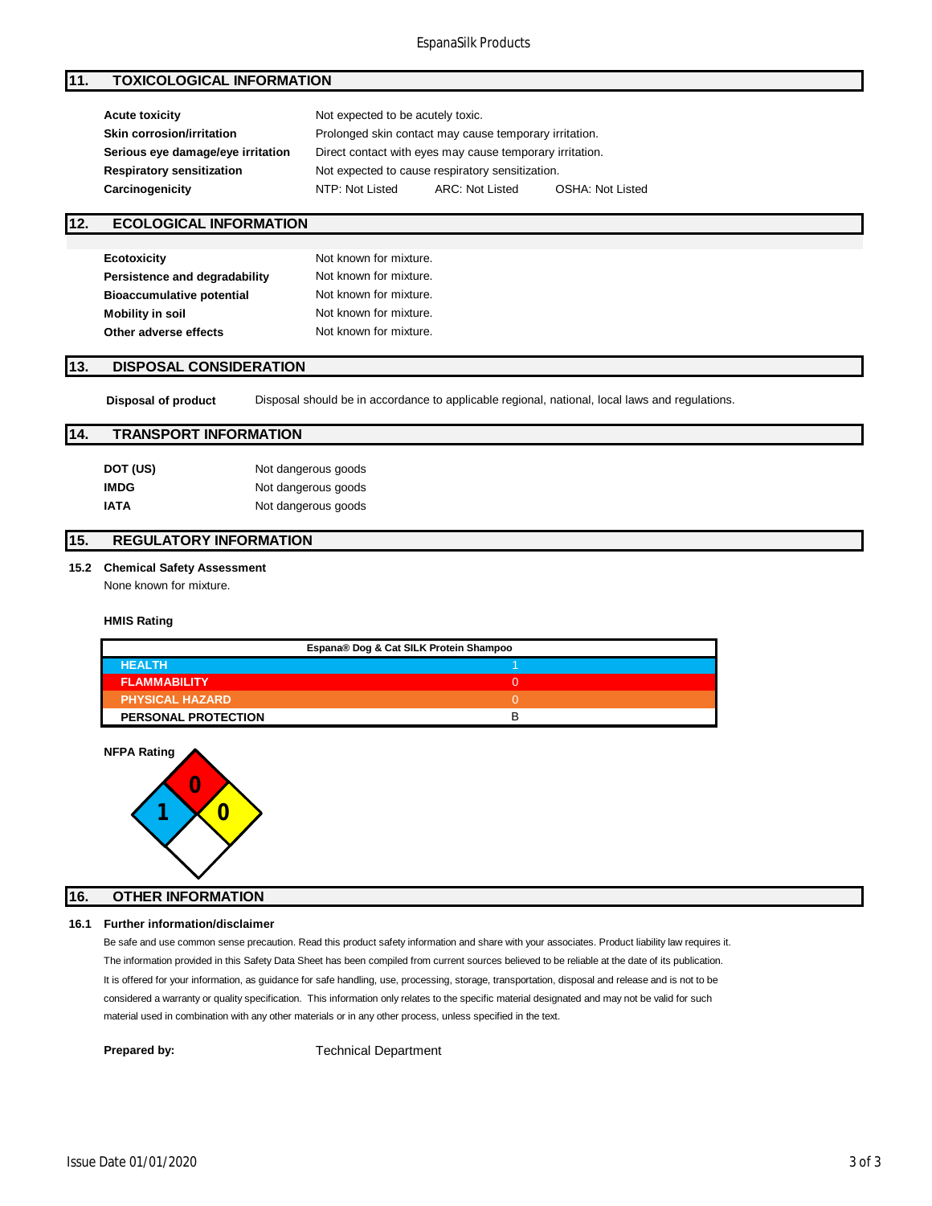## 11. TOXICOLOGICAL INFORMATION

| | |
|---|---|
| **Acute toxicity** | Not expected to be acutely toxic. |
| **Skin corrosion/irritation** | Prolonged skin contact may cause temporary irritation. |
| **Serious eye damage/eye irritation** | Direct contact with eyes may cause temporary irritation. |
| **Respiratory sensitization** | Not expected to cause respiratory sensitization. |
| **Carcinogenicity** | NTP: Not Listed    ARC: Not Listed    OSHA: Not Listed |

## 12. ECOLOGICAL INFORMATION

| | |
|---|---|
| **Ecotoxicity** | Not known for mixture. |
| **Persistence and degradability** | Not known for mixture. |
| **Bioaccumulative potential** | Not known for mixture. |
| **Mobility in soil** | Not known for mixture. |
| **Other adverse effects** | Not known for mixture. |

## 13. DISPOSAL CONSIDERATION

**Disposal of product** Disposal should be in accordance to applicable regional, national, local laws and regulations.

## 14. TRANSPORT INFORMATION

| | |
|---|---|
| **DOT (US)** | Not dangerous goods |
| **IMDG** | Not dangerous goods |
| **IATA** | Not dangerous goods |

## 15. REGULATORY INFORMATION

### 15.2 Chemical Safety Assessment

None known for mixture.

**HMIS Rating**

| Espana® Dog & Cat SILK Protein Shampoo | |
|---|---|
| HEALTH | 1 |
| FLAMMABILITY | 0 |
| PHYSICAL HAZARD | 0 |
| PERSONAL PROTECTION | B |

**NFPA Rating**

0

1 0

## 16. OTHER INFORMATION

### 16.1 Further information/disclaimer

Be safe and use common sense precaution. Read this product safety information and share with your associates. Product liability law requires it. The information provided in this Safety Data Sheet has been compiled from current sources believed to be reliable at the date of its publication. It is offered for your information, as guidance for safe handling, use, processing, storage, transportation, disposal and release and is not to be considered a warranty or quality specification. This information only relates to the specific material designated and may not be valid for such material used in combination with any other materials or in any other process, unless specified in the text.

**Prepared by:** Technical Department

Issue Date 01/01/2020